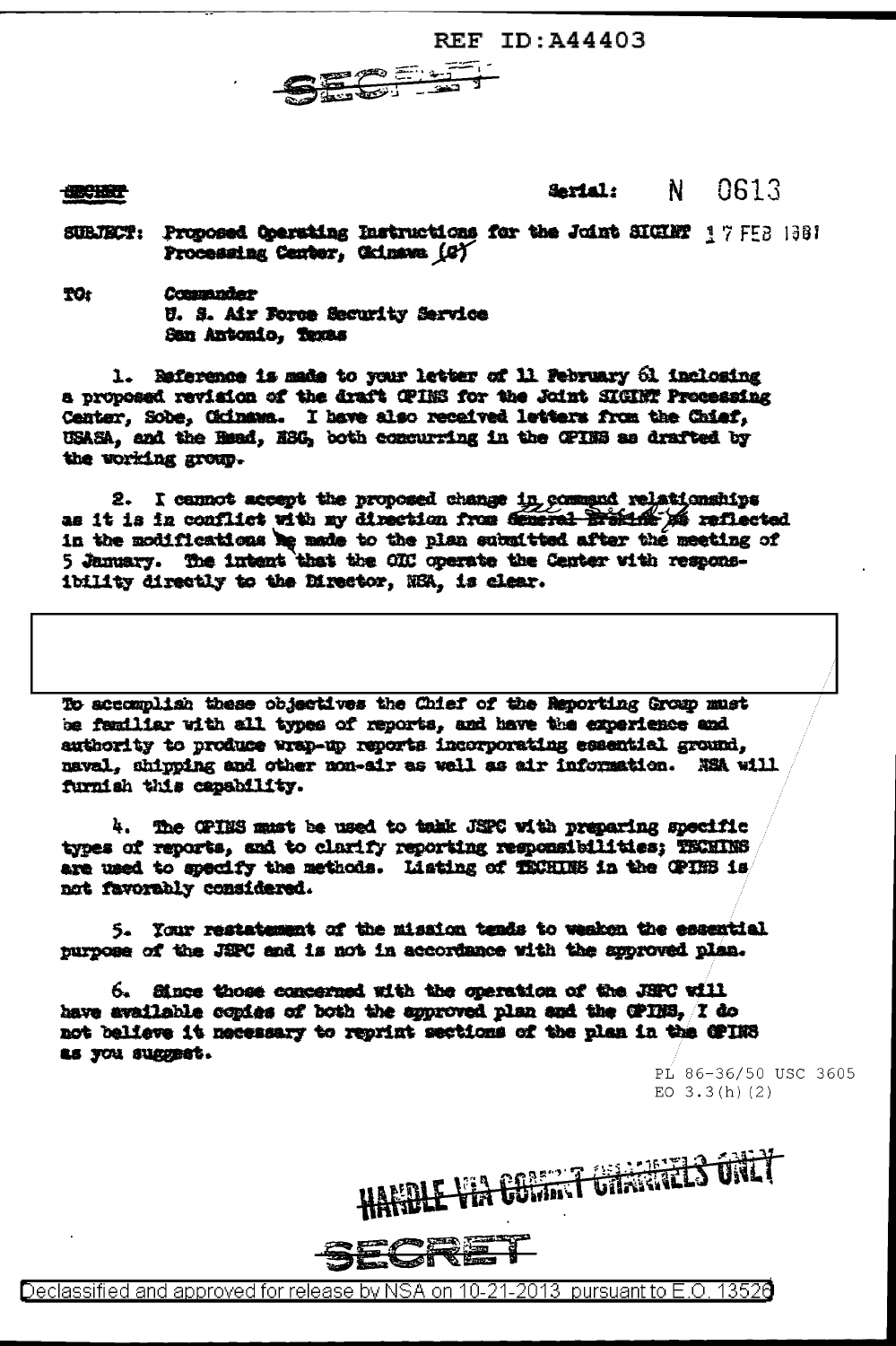REF ID:A44403

SECRET

SECRET

Serial: N 0613

SUBJECT: Proposed Operating Instructions for the Joint SIGINT Processing Center, Okinawa (S) 17 FEB 1961

TO: Commander
U. S. Air Force Security Service
San Antonio, Texas

1. Reference is made to your letter of 11 February 61 inclosing a proposed revision of the draft OPINS for the Joint SIGINT Processing Center, Sobe, Okinawa. I have also received letters from the Chief, USASA, and the Head, NSG, both concurring in the OPINS as drafted by the working group.

2. I cannot accept the proposed change in command relationships as it is in conflict with my direction from ~~General Erskine~~ as reflected in the modifications he made to the plan submitted after the meeting of 5 January. The intent that the OIC operate the Center with responsibility directly to the Director, NSA, is clear.

To accomplish these objectives the Chief of the Reporting Group must be familiar with all types of reports, and have the experience and authority to produce wrap-up reports incorporating essential ground, naval, shipping and other non-air as well as air information. NSA will furnish this capability.

4. The OPINS must be used to task JSPC with preparing specific types of reports, and to clarify reporting responsibilities; TECHINS are used to specify the methods. Listing of TECHINS in the OPINS is not favorably considered.

5. Your restatement of the mission tends to weaken the essential purpose of the JSPC and is not in accordance with the approved plan.

6. Since those concerned with the operation of the JSPC will have available copies of both the approved plan and the OPINS, I do not believe it necessary to reprint sections of the plan in the OPINS as you suggest.

PL 86-36/50 USC 3605
EO 3.3(h)(2)

HANDLE VIA COMINT CHANNELS ONLY

SECRET

Declassified and approved for release by NSA on 10-21-2013 pursuant to E.O. 13526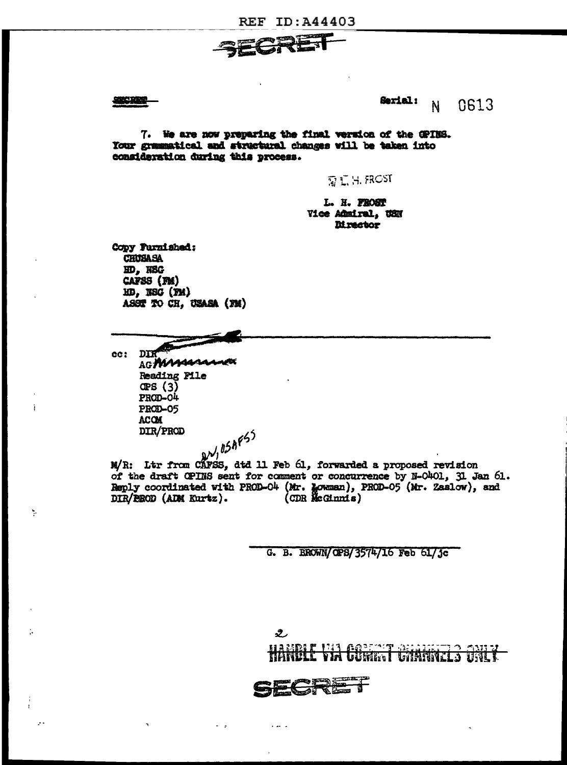REF ID:A44403

SECRET

SECRET

Serial: N 0613

7. We are now preparing the final version of the OPINS. Your grammatical and structural changes will be taken into consideration during this process.

/s/ L. H. FROST

L. H. FROST
Vice Admiral, USN
Director

Copy Furnished:
CHUSASA
HD, NSG
CAFSS (FM)
HD, NSG (FM)
ASST TO CH, USASA (FM)

cc: DIR
AG
Reading File
OPS (3)
PROD-04
PROD-05
ACOM
DIR/PROD

M/R: Ltr from CAFSS, dtd 11 Feb 61, forwarded a proposed revision of the draft OPINS sent for comment or concurrence by N-0401, 31 Jan 61. Reply coordinated with PROD-04 (Mr. Lowman), PROD-05 (Mr. Zaslow), and DIR/PROD (ADM Kurtz). (CDR McGinnis)

G. B. BROWN/OPS/3574/16 Feb 61/jc

HANDLE VIA COMINT CHANNELS ONLY

SECRET